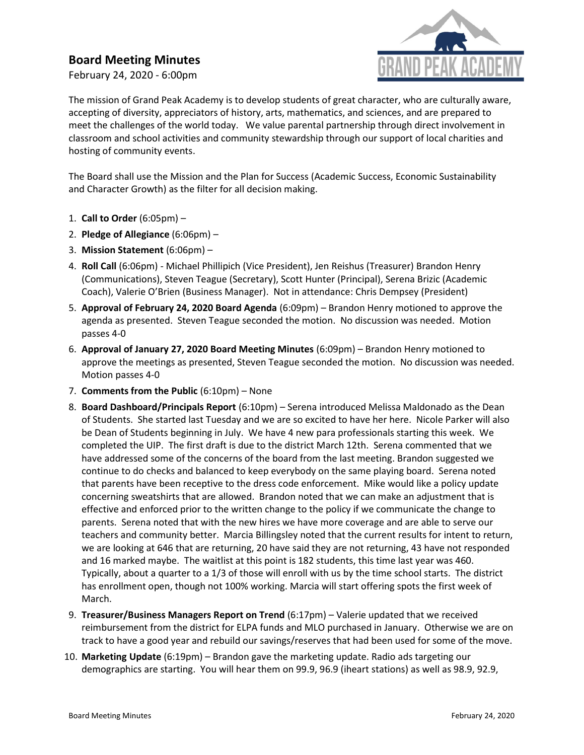# Board Meeting Minutes

February 24, 2020 - 6:00pm

GRAND PEAK ACADEMY

The mission of Grand Peak Academy is to develop students of great character, who are culturally aware, accepting of diversity, appreciators of history, arts, mathematics, and sciences, and are prepared to meet the challenges of the world today. We value parental partnership through direct involvement in classroom and school activities and community stewardship through our support of local charities and hosting of community events.

The Board shall use the Mission and the Plan for Success (Academic Success, Economic Sustainability and Character Growth) as the filter for all decision making.

1. **Call to Order** (6:05pm) –
2. **Pledge of Allegiance** (6:06pm) –
3. **Mission Statement** (6:06pm) –
4. **Roll Call** (6:06pm) - Michael Phillipich (Vice President), Jen Reishus (Treasurer) Brandon Henry (Communications), Steven Teague (Secretary), Scott Hunter (Principal), Serena Brizic (Academic Coach), Valerie O'Brien (Business Manager). Not in attendance: Chris Dempsey (President)
5. **Approval of February 24, 2020 Board Agenda** (6:09pm) – Brandon Henry motioned to approve the agenda as presented. Steven Teague seconded the motion. No discussion was needed. Motion passes 4-0
6. **Approval of January 27, 2020 Board Meeting Minutes** (6:09pm) – Brandon Henry motioned to approve the meetings as presented, Steven Teague seconded the motion. No discussion was needed. Motion passes 4-0
7. **Comments from the Public** (6:10pm) – None
8. **Board Dashboard/Principals Report** (6:10pm) – Serena introduced Melissa Maldonado as the Dean of Students. She started last Tuesday and we are so excited to have her here. Nicole Parker will also be Dean of Students beginning in July. We have 4 new para professionals starting this week. We completed the UIP. The first draft is due to the district March 12th. Serena commented that we have addressed some of the concerns of the board from the last meeting. Brandon suggested we continue to do checks and balanced to keep everybody on the same playing board. Serena noted that parents have been receptive to the dress code enforcement. Mike would like a policy update concerning sweatshirts that are allowed. Brandon noted that we can make an adjustment that is effective and enforced prior to the written change to the policy if we communicate the change to parents. Serena noted that with the new hires we have more coverage and are able to serve our teachers and community better. Marcia Billingsley noted that the current results for intent to return, we are looking at 646 that are returning, 20 have said they are not returning, 43 have not responded and 16 marked maybe. The waitlist at this point is 182 students, this time last year was 460. Typically, about a quarter to a 1/3 of those will enroll with us by the time school starts. The district has enrollment open, though not 100% working. Marcia will start offering spots the first week of March.
9. **Treasurer/Business Managers Report on Trend** (6:17pm) – Valerie updated that we received reimbursement from the district for ELPA funds and MLO purchased in January. Otherwise we are on track to have a good year and rebuild our savings/reserves that had been used for some of the move.
10. **Marketing Update** (6:19pm) – Brandon gave the marketing update. Radio ads targeting our demographics are starting. You will hear them on 99.9, 96.9 (iheart stations) as well as 98.9, 92.9,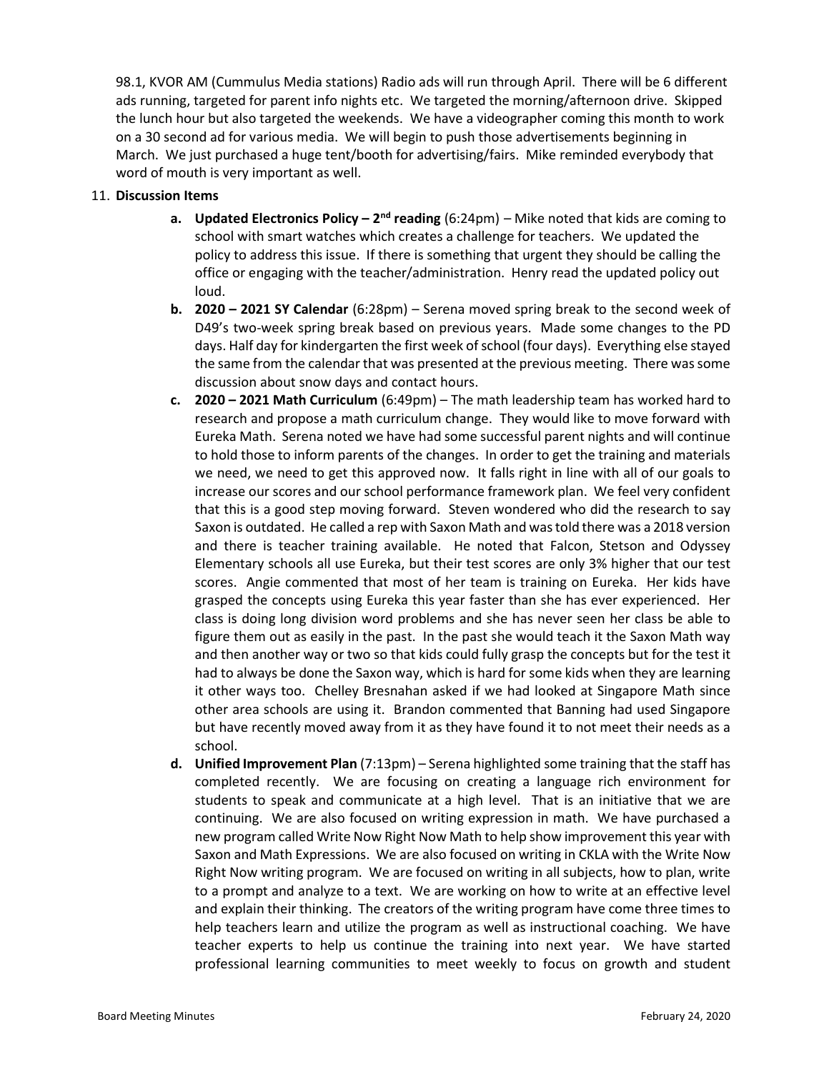98.1, KVOR AM (Cummulus Media stations) Radio ads will run through April. There will be 6 different ads running, targeted for parent info nights etc. We targeted the morning/afternoon drive. Skipped the lunch hour but also targeted the weekends. We have a videographer coming this month to work on a 30 second ad for various media. We will begin to push those advertisements beginning in March. We just purchased a huge tent/booth for advertising/fairs. Mike reminded everybody that word of mouth is very important as well.

11. **Discussion Items**
    a. **Updated Electronics Policy – 2nd reading** (6:24pm) – Mike noted that kids are coming to school with smart watches which creates a challenge for teachers. We updated the policy to address this issue. If there is something that urgent they should be calling the office or engaging with the teacher/administration. Henry read the updated policy out loud.
    b. **2020 – 2021 SY Calendar** (6:28pm) – Serena moved spring break to the second week of D49's two-week spring break based on previous years. Made some changes to the PD days. Half day for kindergarten the first week of school (four days). Everything else stayed the same from the calendar that was presented at the previous meeting. There was some discussion about snow days and contact hours.
    c. **2020 – 2021 Math Curriculum** (6:49pm) – The math leadership team has worked hard to research and propose a math curriculum change. They would like to move forward with Eureka Math. Serena noted we have had some successful parent nights and will continue to hold those to inform parents of the changes. In order to get the training and materials we need, we need to get this approved now. It falls right in line with all of our goals to increase our scores and our school performance framework plan. We feel very confident that this is a good step moving forward. Steven wondered who did the research to say Saxon is outdated. He called a rep with Saxon Math and was told there was a 2018 version and there is teacher training available. He noted that Falcon, Stetson and Odyssey Elementary schools all use Eureka, but their test scores are only 3% higher that our test scores. Angie commented that most of her team is training on Eureka. Her kids have grasped the concepts using Eureka this year faster than she has ever experienced. Her class is doing long division word problems and she has never seen her class be able to figure them out as easily in the past. In the past she would teach it the Saxon Math way and then another way or two so that kids could fully grasp the concepts but for the test it had to always be done the Saxon way, which is hard for some kids when they are learning it other ways too. Chelley Bresnahan asked if we had looked at Singapore Math since other area schools are using it. Brandon commented that Banning had used Singapore but have recently moved away from it as they have found it to not meet their needs as a school.
    d. **Unified Improvement Plan** (7:13pm) – Serena highlighted some training that the staff has completed recently. We are focusing on creating a language rich environment for students to speak and communicate at a high level. That is an initiative that we are continuing. We are also focused on writing expression in math. We have purchased a new program called Write Now Right Now Math to help show improvement this year with Saxon and Math Expressions. We are also focused on writing in CKLA with the Write Now Right Now writing program. We are focused on writing in all subjects, how to plan, write to a prompt and analyze to a text. We are working on how to write at an effective level and explain their thinking. The creators of the writing program have come three times to help teachers learn and utilize the program as well as instructional coaching. We have teacher experts to help us continue the training into next year. We have started professional learning communities to meet weekly to focus on growth and student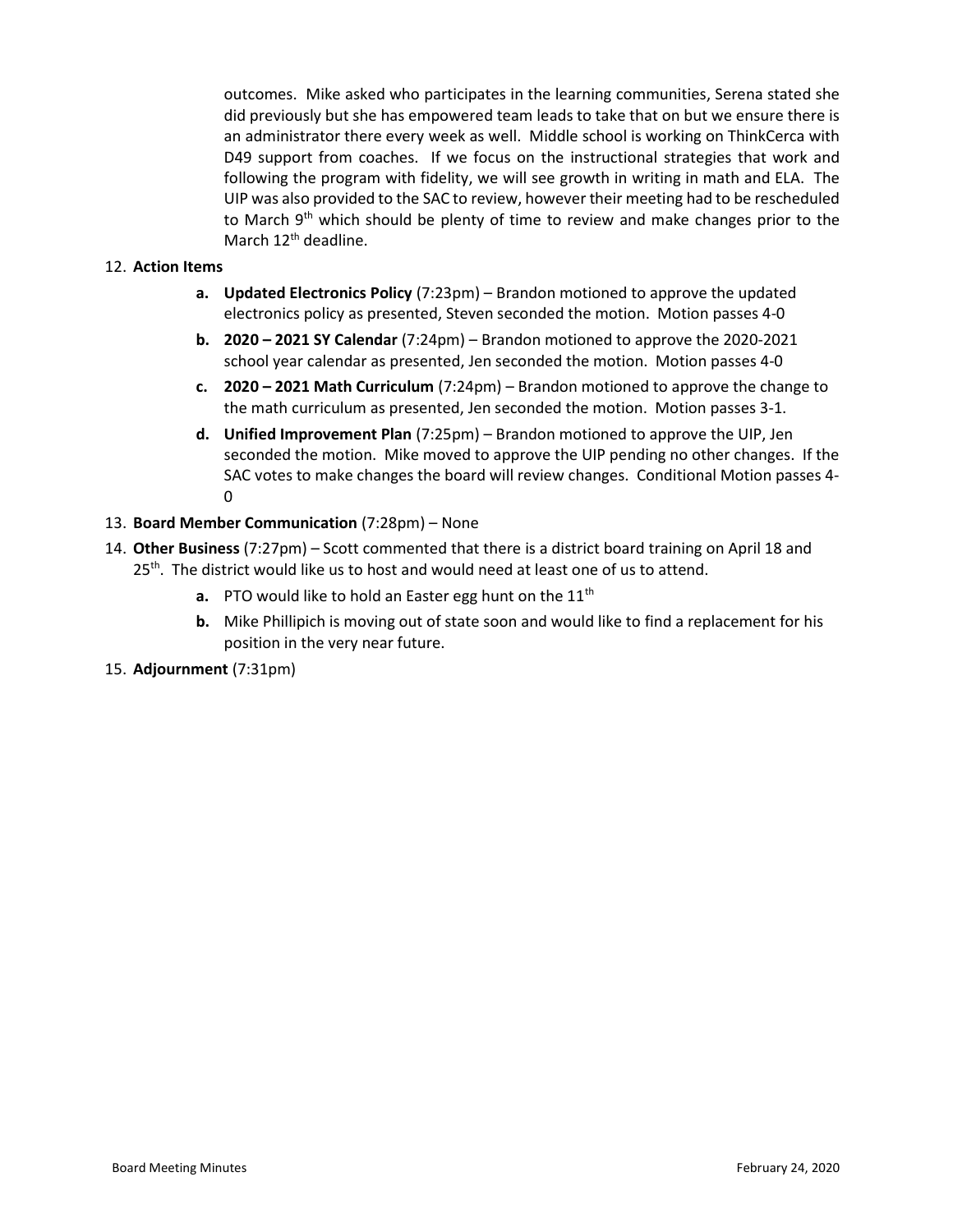outcomes. Mike asked who participates in the learning communities, Serena stated she did previously but she has empowered team leads to take that on but we ensure there is an administrator there every week as well. Middle school is working on ThinkCerca with D49 support from coaches. If we focus on the instructional strategies that work and following the program with fidelity, we will see growth in writing in math and ELA. The UIP was also provided to the SAC to review, however their meeting had to be rescheduled to March 9th which should be plenty of time to review and make changes prior to the March 12th deadline.

12. **Action Items**
    - **a. Updated Electronics Policy** (7:23pm) – Brandon motioned to approve the updated electronics policy as presented, Steven seconded the motion. Motion passes 4-0
    - **b. 2020 – 2021 SY Calendar** (7:24pm) – Brandon motioned to approve the 2020-2021 school year calendar as presented, Jen seconded the motion. Motion passes 4-0
    - **c. 2020 – 2021 Math Curriculum** (7:24pm) – Brandon motioned to approve the change to the math curriculum as presented, Jen seconded the motion. Motion passes 3-1.
    - **d. Unified Improvement Plan** (7:25pm) – Brandon motioned to approve the UIP, Jen seconded the motion. Mike moved to approve the UIP pending no other changes. If the SAC votes to make changes the board will review changes. Conditional Motion passes 4-0
13. **Board Member Communication** (7:28pm) – None
14. **Other Business** (7:27pm) – Scott commented that there is a district board training on April 18 and 25th. The district would like us to host and would need at least one of us to attend.
    - **a.** PTO would like to hold an Easter egg hunt on the 11th
    - **b.** Mike Phillipich is moving out of state soon and would like to find a replacement for his position in the very near future.
15. **Adjournment** (7:31pm)